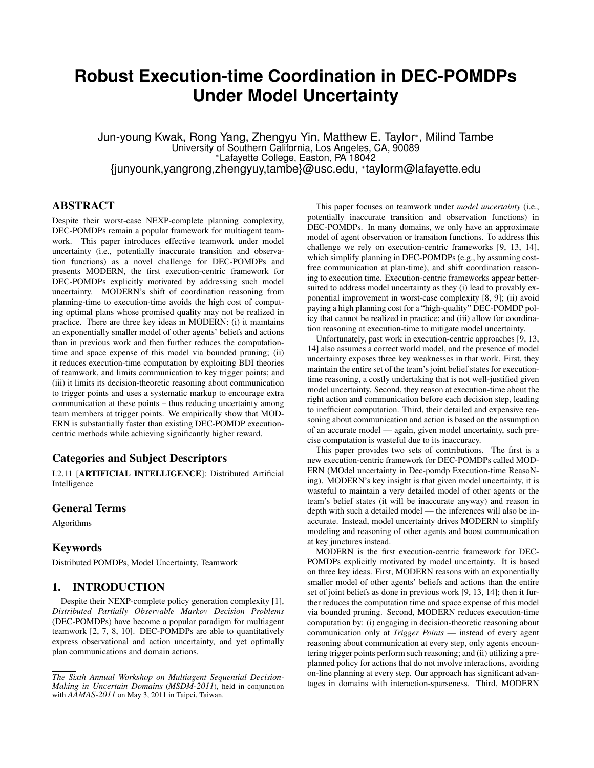# Robust Execution-time Coordination in DEC-POMDPs Under Model Uncertainty

Jun-young Kwak, Rong Yang, Zhengyu Yin, Matthew E. Taylor*, Milind Tambe
University of Southern California, Los Angeles, CA, 90089
*Lafayette College, Easton, PA 18042
{junyounk,yangrong,zhengyuy,tambe}@usc.edu, *taylorm@lafayette.edu

## ABSTRACT

Despite their worst-case NEXP-complete planning complexity, DEC-POMDPs remain a popular framework for multiagent teamwork. This paper introduces effective teamwork under model uncertainty (i.e., potentially inaccurate transition and observation functions) as a novel challenge for DEC-POMDPs and presents MODERN, the first execution-centric framework for DEC-POMDPs explicitly motivated by addressing such model uncertainty. MODERN's shift of coordination reasoning from planning-time to execution-time avoids the high cost of computing optimal plans whose promised quality may not be realized in practice. There are three key ideas in MODERN: (i) it maintains an exponentially smaller model of other agents' beliefs and actions than in previous work and then further reduces the computation-time and space expense of this model via bounded pruning; (ii) it reduces execution-time computation by exploiting BDI theories of teamwork, and limits communication to key trigger points; and (iii) it limits its decision-theoretic reasoning about communication to trigger points and uses a systematic markup to encourage extra communication at these points – thus reducing uncertainty among team members at trigger points. We empirically show that MODERN is substantially faster than existing DEC-POMDP execution-centric methods while achieving significantly higher reward.

### Categories and Subject Descriptors

I.2.11 [**ARTIFICIAL INTELLIGENCE**]: Distributed Artificial Intelligence

### General Terms

Algorithms

### Keywords

Distributed POMDPs, Model Uncertainty, Teamwork

## 1. INTRODUCTION

Despite their NEXP-complete policy generation complexity [1], *Distributed Partially Observable Markov Decision Problems* (DEC-POMDPs) have become a popular paradigm for multiagent teamwork [2, 7, 8, 10]. DEC-POMDPs are able to quantitatively express observational and action uncertainty, and yet optimally plan communications and domain actions.

This paper focuses on teamwork under *model uncertainty* (i.e., potentially inaccurate transition and observation functions) in DEC-POMDPs. In many domains, we only have an approximate model of agent observation or transition functions. To address this challenge we rely on execution-centric frameworks [9, 13, 14], which simplify planning in DEC-POMDPs (e.g., by assuming cost-free communication at plan-time), and shift coordination reasoning to execution time. Execution-centric frameworks appear better-suited to address model uncertainty as they (i) lead to provably exponential improvement in worst-case complexity [8, 9]; (ii) avoid paying a high planning cost for a "high-quality" DEC-POMDP policy that cannot be realized in practice; and (iii) allow for coordination reasoning at execution-time to mitigate model uncertainty.

Unfortunately, past work in execution-centric approaches [9, 13, 14] also assumes a correct world model, and the presence of model uncertainty exposes three key weaknesses in that work. First, they maintain the entire set of the team's joint belief states for execution-time reasoning, a costly undertaking that is not well-justified given model uncertainty. Second, they reason at execution-time about the right action and communication before each decision step, leading to inefficient computation. Third, their detailed and expensive reasoning about communication and action is based on the assumption of an accurate model — again, given model uncertainty, such precise computation is wasteful due to its inaccuracy.

This paper provides two sets of contributions. The first is a new execution-centric framework for DEC-POMDPs called MODERN (MOdel uncertainty in Dec-pomdp Execution-time ReasoNing). MODERN's key insight is that given model uncertainty, it is wasteful to maintain a very detailed model of other agents or the team's belief states (it will be inaccurate anyway) and reason in depth with such a detailed model — the inferences will also be inaccurate. Instead, model uncertainty drives MODERN to simplify modeling and reasoning of other agents and boost communication at key junctures instead.

MODERN is the first execution-centric framework for DEC-POMDPs explicitly motivated by model uncertainty. It is based on three key ideas. First, MODERN reasons with an exponentially smaller model of other agents' beliefs and actions than the entire set of joint beliefs as done in previous work [9, 13, 14]; then it further reduces the computation time and space expense of this model via bounded pruning. Second, MODERN reduces execution-time computation by: (i) engaging in decision-theoretic reasoning about communication only at *Trigger Points* — instead of every agent reasoning about communication at every step, only agents encountering trigger points perform such reasoning; and (ii) utilizing a pre-planned policy for actions that do not involve interactions, avoiding on-line planning at every step. Our approach has significant advantages in domains with interaction-sparseness. Third, MODERN

*The Sixth Annual Workshop on Multiagent Sequential Decision-Making in Uncertain Domains (MSDM-2011)*, held in conjunction with *AAMAS-2011* on May 3, 2011 in Taipei, Taiwan.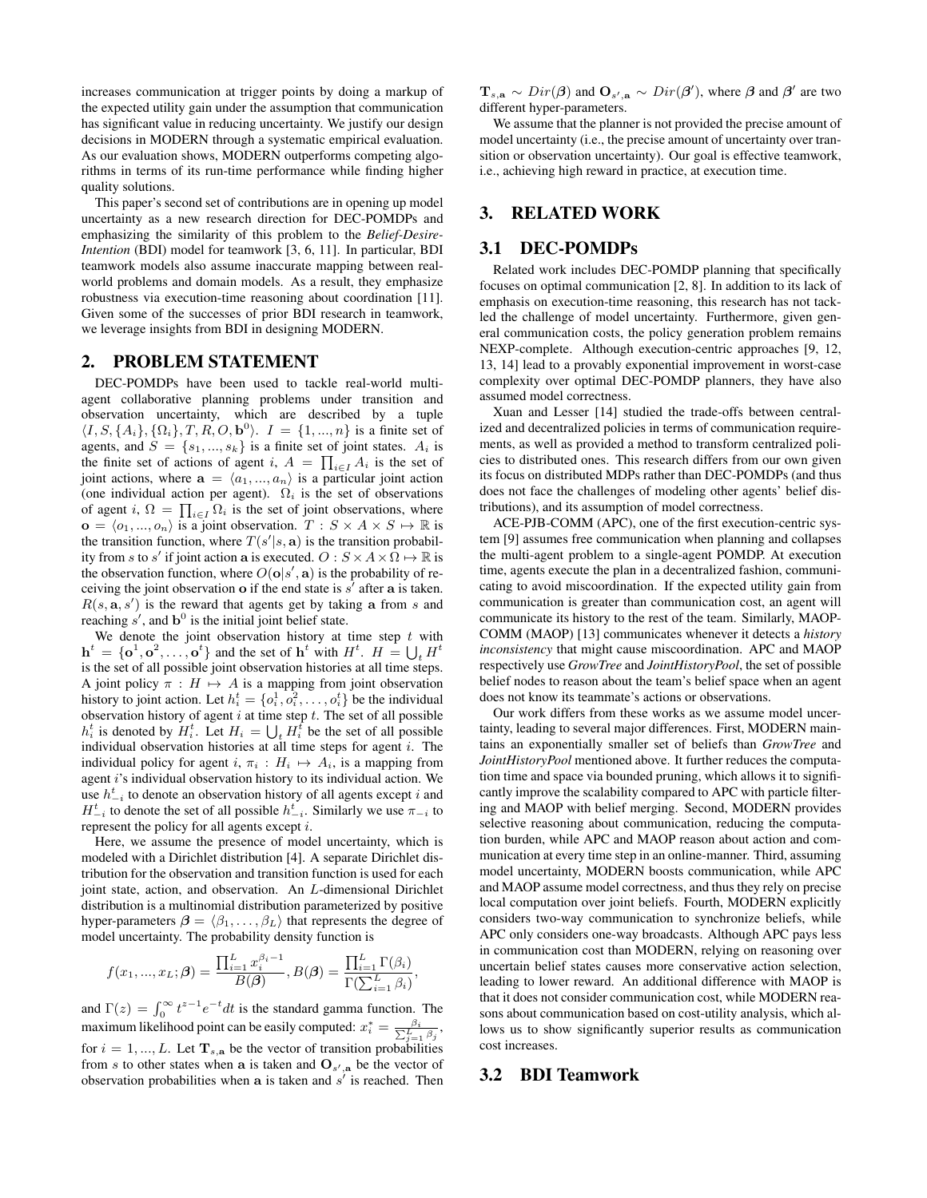increases communication at trigger points by doing a markup of the expected utility gain under the assumption that communication has significant value in reducing uncertainty. We justify our design decisions in MODERN through a systematic empirical evaluation. As our evaluation shows, MODERN outperforms competing algorithms in terms of its run-time performance while finding higher quality solutions.

This paper's second set of contributions are in opening up model uncertainty as a new research direction for DEC-POMDPs and emphasizing the similarity of this problem to the *Belief-Desire-Intention* (BDI) model for teamwork [3, 6, 11]. In particular, BDI teamwork models also assume inaccurate mapping between real-world problems and domain models. As a result, they emphasize robustness via execution-time reasoning about coordination [11]. Given some of the successes of prior BDI research in teamwork, we leverage insights from BDI in designing MODERN.

## 2. PROBLEM STATEMENT

DEC-POMDPs have been used to tackle real-world multi-agent collaborative planning problems under transition and observation uncertainty, which are described by a tuple $\langle I, S, \{A_i\}, \{\Omega_i\}, T, R, O, \mathbf{b}^0 \rangle$. $I = \{1, ..., n\}$ is a finite set of agents, and $S = \{s_1, ..., s_k\}$ is a finite set of joint states. $A_i$ is the finite set of actions of agent $i$, $A = \prod_{i \in I} A_i$ is the set of joint actions, where $\mathbf{a} = \langle a_1, ..., a_n \rangle$ is a particular joint action (one individual action per agent). $\Omega_i$ is the set of observations of agent $i$, $\Omega = \prod_{i \in I} \Omega_i$ is the set of joint observations, where $\mathbf{o} = \langle o_1, ..., o_n \rangle$ is a joint observation. $T : S \times A \times S \mapsto \mathbb{R}$ is the transition function, where $T(s'|s, \mathbf{a})$ is the transition probability from $s$ to $s'$ if joint action $\mathbf{a}$ is executed. $O : S \times A \times \Omega \mapsto \mathbb{R}$ is the observation function, where $O(\mathbf{o}|s', \mathbf{a})$ is the probability of receiving the joint observation $\mathbf{o}$ if the end state is $s'$ after $\mathbf{a}$ is taken. $R(s, \mathbf{a}, s')$ is the reward that agents get by taking $\mathbf{a}$ from $s$ and reaching $s'$, and $\mathbf{b}^0$ is the initial joint belief state.

We denote the joint observation history at time step $t$ with $\mathbf{h}^t = \{\mathbf{o}^1, \mathbf{o}^2, \ldots, \mathbf{o}^t\}$ and the set of $\mathbf{h}^t$ with $H^t$. $H = \bigcup_t H^t$ is the set of all possible joint observation histories at all time steps. A joint policy $\pi : H \mapsto A$ is a mapping from joint observation history to joint action. Let $h_i^t = \{o_i^1, o_i^2, \ldots, o_i^t\}$ be the individual observation history of agent $i$ at time step $t$. The set of all possible $h_i^t$ is denoted by $H_i^t$. Let $H_i = \bigcup_t H_i^t$ be the set of all possible individual observation histories at all time steps for agent $i$. The individual policy for agent $i$, $\pi_i : H_i \mapsto A_i$, is a mapping from agent $i$'s individual observation history to its individual action. We use $h_{-i}^t$ to denote an observation history of all agents except $i$ and $H_{-i}^t$ to denote the set of all possible $h_{-i}^t$. Similarly we use $\pi_{-i}$ to represent the policy for all agents except $i$.

Here, we assume the presence of model uncertainty, which is modeled with a Dirichlet distribution [4]. A separate Dirichlet distribution for the observation and transition function is used for each joint state, action, and observation. An $L$-dimensional Dirichlet distribution is a multinomial distribution parameterized by positive hyper-parameters $\boldsymbol{\beta} = \langle \beta_1, \ldots, \beta_L \rangle$ that represents the degree of model uncertainty. The probability density function is

$$f(x_1, ..., x_L; \boldsymbol{\beta}) = \frac{\prod_{i=1}^{L} x_i^{\beta_i - 1}}{B(\boldsymbol{\beta})}, B(\boldsymbol{\beta}) = \frac{\prod_{i=1}^{L} \Gamma(\beta_i)}{\Gamma(\sum_{i=1}^{L} \beta_i)},$$

and $\Gamma(z) = \int_0^\infty t^{z-1} e^{-t} dt$ is the standard gamma function. The maximum likelihood point can be easily computed: $x_i^* = \frac{\beta_i}{\sum_{j=1}^{L} \beta_j}$, for $i = 1, ..., L$. Let $\mathbf{T}_{s,\mathbf{a}}$ be the vector of transition probabilities from $s$ to other states when $\mathbf{a}$ is taken and $\mathbf{O}_{s',\mathbf{a}}$ be the vector of observation probabilities when $\mathbf{a}$ is taken and $s'$ is reached. Then $\mathbf{T}_{s,\mathbf{a}} \sim Dir(\boldsymbol{\beta})$ and $\mathbf{O}_{s',\mathbf{a}} \sim Dir(\boldsymbol{\beta}')$, where $\boldsymbol{\beta}$ and $\boldsymbol{\beta}'$ are two different hyper-parameters.

We assume that the planner is not provided the precise amount of model uncertainty (i.e., the precise amount of uncertainty over transition or observation uncertainty). Our goal is effective teamwork, i.e., achieving high reward in practice, at execution time.

## 3. RELATED WORK

### 3.1 DEC-POMDPs

Related work includes DEC-POMDP planning that specifically focuses on optimal communication [2, 8]. In addition to its lack of emphasis on execution-time reasoning, this research has not tackled the challenge of model uncertainty. Furthermore, given general communication costs, the policy generation problem remains NEXP-complete. Although execution-centric approaches [9, 12, 13, 14] lead to a provably exponential improvement in worst-case complexity over optimal DEC-POMDP planners, they have also assumed model correctness.

Xuan and Lesser [14] studied the trade-offs between centralized and decentralized policies in terms of communication requirements, as well as provided a method to transform centralized policies to distributed ones. This research differs from our own given its focus on distributed MDPs rather than DEC-POMDPs (and thus does not face the challenges of modeling other agents' belief distributions), and its assumption of model correctness.

ACE-PJB-COMM (APC), one of the first execution-centric system [9] assumes free communication when planning and collapses the multi-agent problem to a single-agent POMDP. At execution time, agents execute the plan in a decentralized fashion, communicating to avoid miscoordination. If the expected utility gain from communication is greater than communication cost, an agent will communicate its history to the rest of the team. Similarly, MAOP-COMM (MAOP) [13] communicates whenever it detects a *history inconsistency* that might cause miscoordination. APC and MAOP respectively use *GrowTree* and *JointHistoryPool*, the set of possible belief nodes to reason about the team's belief space when an agent does not know its teammate's actions or observations.

Our work differs from these works as we assume model uncertainty, leading to several major differences. First, MODERN maintains an exponentially smaller set of beliefs than *GrowTree* and *JointHistoryPool* mentioned above. It further reduces the computation time and space via bounded pruning, which allows it to significantly improve the scalability compared to APC with particle filtering and MAOP with belief merging. Second, MODERN provides selective reasoning about communication, reducing the computation burden, while APC and MAOP reason about action and communication at every time step in an online-manner. Third, assuming model uncertainty, MODERN boosts communication, while APC and MAOP assume model correctness, and thus they rely on precise local computation over joint beliefs. Fourth, MODERN explicitly considers two-way communication to synchronize beliefs, while APC only considers one-way broadcasts. Although APC pays less in communication cost than MODERN, relying on reasoning over uncertain belief states causes more conservative action selection, leading to lower reward. An additional difference with MAOP is that it does not consider communication cost, while MODERN reasons about communication based on cost-utility analysis, which allows us to show significantly superior results as communication cost increases.

### 3.2 BDI Teamwork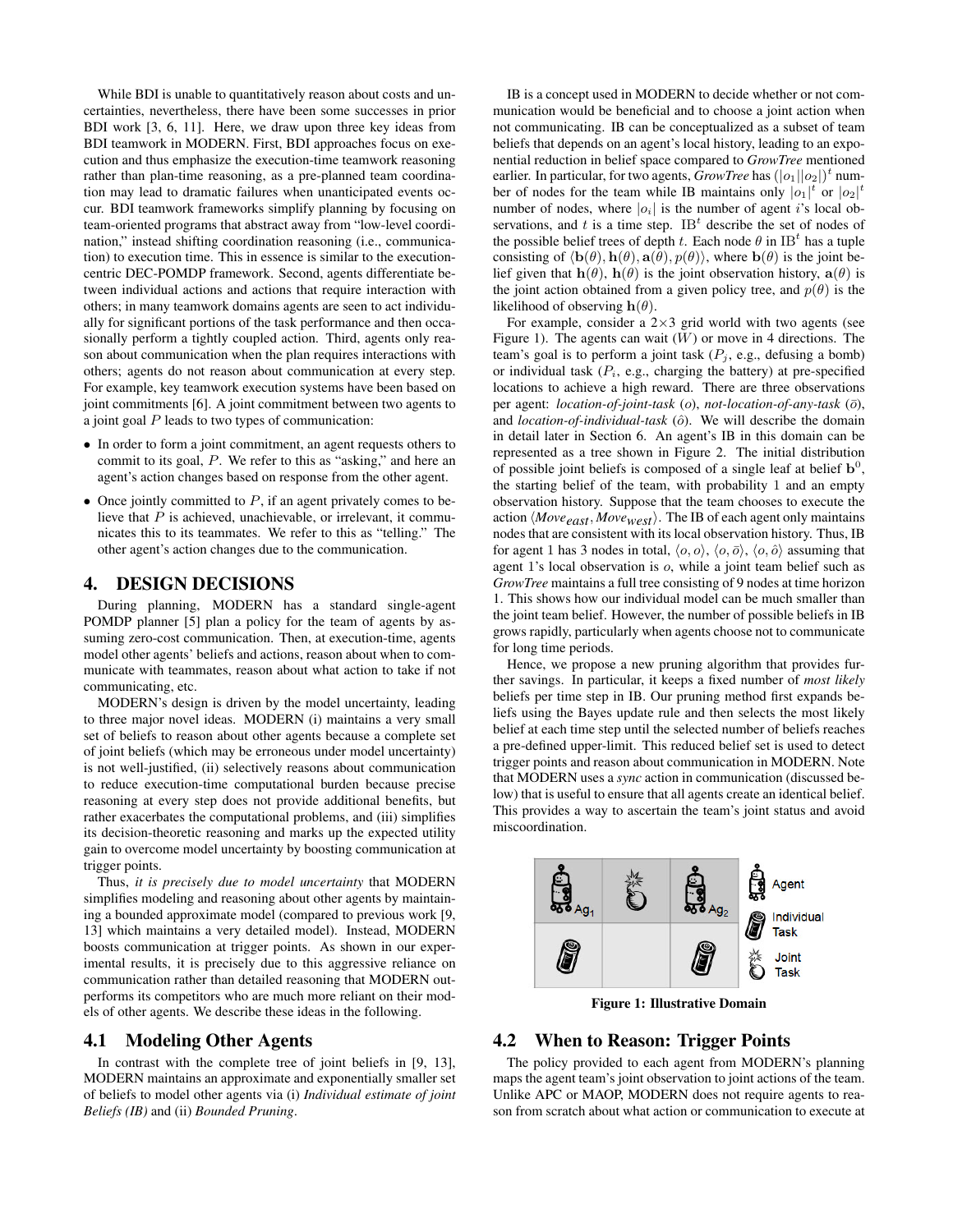While BDI is unable to quantitatively reason about costs and uncertainties, nevertheless, there have been some successes in prior BDI work [3, 6, 11]. Here, we draw upon three key ideas from BDI teamwork in MODERN. First, BDI approaches focus on execution and thus emphasize the execution-time teamwork reasoning rather than plan-time reasoning, as a pre-planned team coordination may lead to dramatic failures when unanticipated events occur. BDI teamwork frameworks simplify planning by focusing on team-oriented programs that abstract away from "low-level coordination," instead shifting coordination reasoning (i.e., communication) to execution time. This in essence is similar to the execution-centric DEC-POMDP framework. Second, agents differentiate between individual actions and actions that require interaction with others; in many teamwork domains agents are seen to act individually for significant portions of the task performance and then occasionally perform a tightly coupled action. Third, agents only reason about communication when the plan requires interactions with others; agents do not reason about communication at every step. For example, key teamwork execution systems have been based on joint commitments [6]. A joint commitment between two agents to a joint goal $P$ leads to two types of communication:

- In order to form a joint commitment, an agent requests others to commit to its goal, $P$. We refer to this as "asking," and here an agent's action changes based on response from the other agent.
- Once jointly committed to $P$, if an agent privately comes to believe that $P$ is achieved, unachievable, or irrelevant, it communicates this to its teammates. We refer to this as "telling." The other agent's action changes due to the communication.

## 4. DESIGN DECISIONS

During planning, MODERN has a standard single-agent POMDP planner [5] plan a policy for the team of agents by assuming zero-cost communication. Then, at execution-time, agents model other agents' beliefs and actions, reason about when to communicate with teammates, reason about what action to take if not communicating, etc.

MODERN's design is driven by the model uncertainty, leading to three major novel ideas. MODERN (i) maintains a very small set of beliefs to reason about other agents because a complete set of joint beliefs (which may be erroneous under model uncertainty) is not well-justified, (ii) selectively reasons about communication to reduce execution-time computational burden because precise reasoning at every step does not provide additional benefits, but rather exacerbates the computational problems, and (iii) simplifies its decision-theoretic reasoning and marks up the expected utility gain to overcome model uncertainty by boosting communication at trigger points.

Thus, *it is precisely due to model uncertainty* that MODERN simplifies modeling and reasoning about other agents by maintaining a bounded approximate model (compared to previous work [9, 13] which maintains a very detailed model). Instead, MODERN boosts communication at trigger points. As shown in our experimental results, it is precisely due to this aggressive reliance on communication rather than detailed reasoning that MODERN outperforms its competitors who are much more reliant on their models of other agents. We describe these ideas in the following.

### 4.1 Modeling Other Agents

In contrast with the complete tree of joint beliefs in [9, 13], MODERN maintains an approximate and exponentially smaller set of beliefs to model other agents via (i) *Individual estimate of joint Beliefs (IB)* and (ii) *Bounded Pruning*.

IB is a concept used in MODERN to decide whether or not communication would be beneficial and to choose a joint action when not communicating. IB can be conceptualized as a subset of team beliefs that depends on an agent's local history, leading to an exponential reduction in belief space compared to *GrowTree* mentioned earlier. In particular, for two agents, *GrowTree* has $(|o_1||o_2|)^t$ number of nodes for the team while IB maintains only $|o_1|^t$ or $|o_2|^t$ number of nodes, where $|o_i|$ is the number of agent $i$'s local observations, and $t$ is a time step. $\mathrm{IB}^t$ describe the set of nodes of the possible belief trees of depth $t$. Each node $\theta$ in $\mathrm{IB}^t$ has a tuple consisting of $\langle \mathbf{b}(\theta), \mathbf{h}(\theta), \mathbf{a}(\theta), p(\theta) \rangle$, where $\mathbf{b}(\theta)$ is the joint belief given that $\mathbf{h}(\theta)$, $\mathbf{h}(\theta)$ is the joint observation history, $\mathbf{a}(\theta)$ is the joint action obtained from a given policy tree, and $p(\theta)$ is the likelihood of observing $\mathbf{h}(\theta)$.

For example, consider a 2×3 grid world with two agents (see Figure 1). The agents can wait ($W$) or move in 4 directions. The team's goal is to perform a joint task ($P_j$, e.g., defusing a bomb) or individual task ($P_i$, e.g., charging the battery) at pre-specified locations to achieve a high reward. There are three observations per agent: *location-of-joint-task* ($o$), *not-location-of-any-task* ($\bar{o}$), and *location-of-individual-task* ($\hat{o}$). We will describe the domain in detail later in Section 6. An agent's IB in this domain can be represented as a tree shown in Figure 2. The initial distribution of possible joint beliefs is composed of a single leaf at belief $\mathbf{b}^0$, the starting belief of the team, with probability 1 and an empty observation history. Suppose that the team chooses to execute the action $\langle Move_{east}, Move_{west} \rangle$. The IB of each agent only maintains nodes that are consistent with its local observation history. Thus, IB for agent 1 has 3 nodes in total, $\langle o, o \rangle$, $\langle o, \bar{o} \rangle$, $\langle o, \hat{o} \rangle$ assuming that agent 1's local observation is $o$, while a joint team belief such as *GrowTree* maintains a full tree consisting of 9 nodes at time horizon 1. This shows how our individual model can be much smaller than the joint team belief. However, the number of possible beliefs in IB grows rapidly, particularly when agents choose not to communicate for long time periods.

Hence, we propose a new pruning algorithm that provides further savings. In particular, it keeps a fixed number of *most likely* beliefs per time step in IB. Our pruning method first expands beliefs using the Bayes update rule and then selects the most likely belief at each time step until the selected number of beliefs reaches a pre-defined upper-limit. This reduced belief set is used to detect trigger points and reason about communication in MODERN. Note that MODERN uses a *sync* action in communication (discussed below) that is useful to ensure that all agents create an identical belief. This provides a way to ascertain the team's joint status and avoid miscoordination.

**Figure 1: Illustrative Domain**

### 4.2 When to Reason: Trigger Points

The policy provided to each agent from MODERN's planning maps the agent team's joint observation to joint actions of the team. Unlike APC or MAOP, MODERN does not require agents to reason from scratch about what action or communication to execute at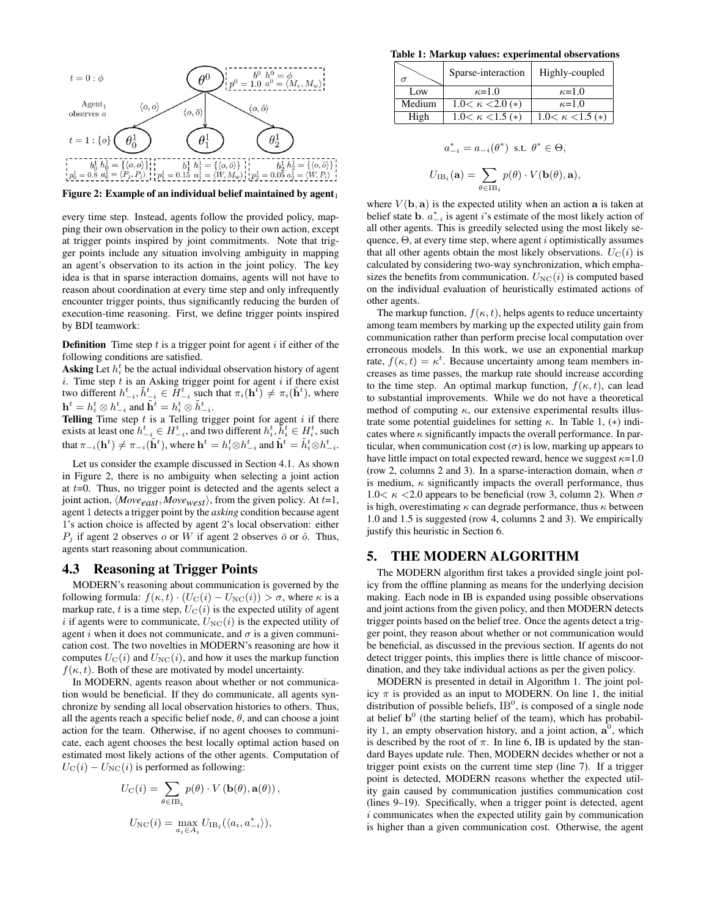$t = 0 : \phi$ $\theta^0$ $b^0$ $h^0 = \phi$, $p^0 = 1.0$ $a^0 = \langle M_e, M_w \rangle$

Agent$_1$ observes $o$: $\langle o, o\rangle$, $\langle o, \bar{o}\rangle$, $\langle o, \hat{o}\rangle$

$t = 1 : \{o\}$ $\theta^1_0$ $\theta^1_1$ $\theta^1_2$

$b^1_0$ $h^1_0 = \{\langle o, o\rangle\}$, $p^1_0 = 0.8$ $a^1_0 = \langle P_j, P_j\rangle$ | $b^1_1$ $h^1_1 = \{\langle o, \bar{o}\rangle\}$, $p^1_1 = 0.15$ $a^1_1 = \langle W, M_w\rangle$ | $b^1_2$ $h^1_2 = \{\langle o, \hat{o}\rangle\}$, $p^1_2 = 0.05$ $a^1_2 = \langle W, P_l\rangle$

**Figure 2: Example of an individual belief maintained by agent$_1$**

every time step. Instead, agents follow the provided policy, mapping their own observation in the policy to their own action, except at trigger points inspired by joint commitments. Note that trigger points include any situation involving ambiguity in mapping an agent's observation to its action in the joint policy. The key idea is that in sparse interaction domains, agents will not have to reason about coordination at every time step and only infrequently encounter trigger points, thus significantly reducing the burden of execution-time reasoning. First, we define trigger points inspired by BDI teamwork:

**Definition** Time step $t$ is a trigger point for agent $i$ if either of the following conditions are satisfied.

**Asking** Let $h^t_i$ be the actual individual observation history of agent $i$. Time step $t$ is an Asking trigger point for agent $i$ if there exist two different $h^t_{-i}, \tilde{h}^t_{-i} \in H^t_{-i}$ such that $\pi_i(\mathbf{h}^t) \neq \pi_i(\tilde{\mathbf{h}}^t)$, where $\mathbf{h}^t = h^t_i \otimes h^t_{-i}$ and $\tilde{\mathbf{h}}^t = h^t_i \otimes \tilde{h}^t_{-i}$.

**Telling** Time step $t$ is a Telling trigger point for agent $i$ if there exists at least one $h^t_{-i} \in H^t_{-i}$, and two different $h^t_i, \tilde{h}^t_i \in H^t_i$, such that $\pi_{-i}(\mathbf{h}^t) \neq \pi_{-i}(\tilde{\mathbf{h}}^t)$, where $\mathbf{h}^t = h^t_i \otimes h^t_{-i}$ and $\tilde{\mathbf{h}}^t = \tilde{h}^t_i \otimes h^t_{-i}$.

Let us consider the example discussed in Section 4.1. As shown in Figure 2, there is no ambiguity when selecting a joint action at $t$=0. Thus, no trigger point is detected and the agents select a joint action, $\langle Move_{east}, Move_{west}\rangle$, from the given policy. At $t$=1, agent 1 detects a trigger point by the *asking* condition because agent 1's action choice is affected by agent 2's local observation: either $P_j$ if agent 2 observes $o$ or $W$ if agent 2 observes $\bar{o}$ or $\hat{o}$. Thus, agents start reasoning about communication.

## 4.3 Reasoning at Trigger Points

MODERN's reasoning about communication is governed by the following formula: $f(\kappa, t) \cdot (U_{\rm C}(i) - U_{\rm NC}(i)) > \sigma$, where $\kappa$ is a markup rate, $t$ is a time step, $U_{\rm C}(i)$ is the expected utility of agent $i$ if agents were to communicate, $U_{\rm NC}(i)$ is the expected utility of agent $i$ when it does not communicate, and $\sigma$ is a given communication cost. The two novelties in MODERN's reasoning are how it computes $U_{\rm C}(i)$ and $U_{\rm NC}(i)$, and how it uses the markup function $f(\kappa, t)$. Both of these are motivated by model uncertainty.

In MODERN, agents reason about whether or not communication would be beneficial. If they do communicate, all agents synchronize by sending all local observation histories to others. Thus, all the agents reach a specific belief node, $\theta$, and can choose a joint action for the team. Otherwise, if no agent chooses to communicate, each agent chooses the best locally optimal action based on estimated most likely actions of the other agents. Computation of $U_{\rm C}(i) - U_{\rm NC}(i)$ is performed as following:

$$U_{\rm C}(i) = \sum_{\theta \in {\rm IB}_i} p(\theta) \cdot V\left(\mathbf{b}(\theta), \mathbf{a}(\theta)\right),$$

$$U_{\rm NC}(i) = \max_{a_i \in A_i} U_{{\rm IB}_i}(\langle a_i, a^*_{-i}\rangle),$$

**Table 1: Markup values: experimental observations**

| $\sigma$ | Sparse-interaction | Highly-coupled |
|---|---|---|
| Low | $\kappa$=1.0 | $\kappa$=1.0 |
| Medium | 1.0< $\kappa$ <2.0 (*) | $\kappa$=1.0 |
| High | 1.0< $\kappa$ <1.5 (*) | 1.0< $\kappa$ <1.5 (*) |

$$a^*_{-i} = a_{-i}(\theta^*) \text{ s.t. } \theta^* \in \Theta,$$

$$U_{{\rm IB}_i}(\mathbf{a}) = \sum_{\theta \in {\rm IB}_i} p(\theta) \cdot V(\mathbf{b}(\theta), \mathbf{a}),$$

where $V(\mathbf{b}, \mathbf{a})$ is the expected utility when an action $\mathbf{a}$ is taken at belief state $\mathbf{b}$. $a^*_{-i}$ is agent $i$'s estimate of the most likely action of all other agents. This is greedily selected using the most likely sequence, $\Theta$, at every time step, where agent $i$ optimistically assumes that all other agents obtain the most likely observations. $U_{\rm C}(i)$ is calculated by considering two-way synchronization, which emphasizes the benefits from communication. $U_{\rm NC}(i)$ is computed based on the individual evaluation of heuristically estimated actions of other agents.

The markup function, $f(\kappa, t)$, helps agents to reduce uncertainty among team members by marking up the expected utility gain from communication rather than perform precise local computation over erroneous models. In this work, we use an exponential markup rate, $f(\kappa, t) = \kappa^t$. Because uncertainty among team members increases as time passes, the markup rate should increase according to the time step. An optimal markup function, $f(\kappa, t)$, can lead to substantial improvements. While we do not have a theoretical method of computing $\kappa$, our extensive experimental results illustrate some potential guidelines for setting $\kappa$. In Table 1, (*) indicates where $\kappa$ significantly impacts the overall performance. In particular, when communication cost ($\sigma$) is low, marking up appears to have little impact on total expected reward, hence we suggest $\kappa$=1.0 (row 2, columns 2 and 3). In a sparse-interaction domain, when $\sigma$ is medium, $\kappa$ significantly impacts the overall performance, thus 1.0< $\kappa$ <2.0 appears to be beneficial (row 3, column 2). When $\sigma$ is high, overestimating $\kappa$ can degrade performance, thus $\kappa$ between 1.0 and 1.5 is suggested (row 4, columns 2 and 3). We empirically justify this heuristic in Section 6.

# 5. THE MODERN ALGORITHM

The MODERN algorithm first takes a provided single joint policy from the offline planning as means for the underlying decision making. Each node in IB is expanded using possible observations and joint actions from the given policy, and then MODERN detects trigger points based on the belief tree. Once the agents detect a trigger point, they reason about whether or not communication would be beneficial, as discussed in the previous section. If agents do not detect trigger points, this implies there is little chance of miscoordination, and they take individual actions as per the given policy.

MODERN is presented in detail in Algorithm 1. The joint policy $\pi$ is provided as an input to MODERN. On line 1, the initial distribution of possible beliefs, ${\rm IB}^0$, is composed of a single node at belief $\mathbf{b}^0$ (the starting belief of the team), which has probability 1, an empty observation history, and a joint action, $\mathbf{a}^0$, which is described by the root of $\pi$. In line 6, IB is updated by the standard Bayes update rule. Then, MODERN decides whether or not a trigger point exists on the current time step (line 7). If a trigger point is detected, MODERN reasons whether the expected utility gain caused by communication justifies communication cost (lines 9–19). Specifically, when a trigger point is detected, agent $i$ communicates when the expected utility gain by communication is higher than a given communication cost. Otherwise, the agent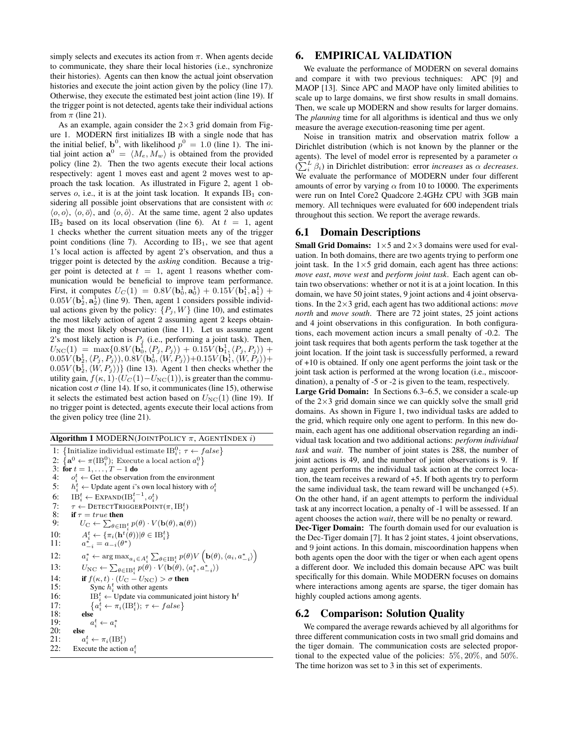simply selects and executes its action from $\pi$. When agents decide to communicate, they share their local histories (i.e., synchronize their histories). Agents can then know the actual joint observation histories and execute the joint action given by the policy (line 17). Otherwise, they execute the estimated best joint action (line 19). If the trigger point is not detected, agents take their individual actions from $\pi$ (line 21).

As an example, again consider the 2×3 grid domain from Figure 1. MODERN first initializes IB with a single node that has the initial belief, $\mathbf{b}^0$, with likelihood $p^0 = 1.0$ (line 1). The initial joint action $\mathbf{a}^0 = \langle M_e, M_w \rangle$ is obtained from the provided policy (line 2). Then the two agents execute their local actions respectively: agent 1 moves east and agent 2 moves west to approach the task location. As illustrated in Figure 2, agent 1 observes $o$, i.e., it is at the joint task location. It expands $\text{IB}_1$ considering all possible joint observations that are consistent with $o$: $\langle o, o \rangle$, $\langle o, \bar{o} \rangle$, and $\langle o, \hat{o} \rangle$. At the same time, agent 2 also updates $\text{IB}_2$ based on its local observation (line 6). At $t = 1$, agent 1 checks whether the current situation meets any of the trigger point conditions (line 7). According to $\text{IB}_1$, we see that agent 1's local action is affected by agent 2's observation, and thus a trigger point is detected by the *asking* condition. Because a trigger point is detected at $t = 1$, agent 1 reasons whether communication would be beneficial to improve team performance. First, it computes $U_C(1) = 0.8V(\mathbf{b}_0^1, \mathbf{a}_0^1) + 0.15V(\mathbf{b}_1^1, \mathbf{a}_1^1) + 0.05V(\mathbf{b}_2^1, \mathbf{a}_2^1)$ (line 9). Then, agent 1 considers possible individual actions given by the policy: $\{P_j, W\}$ (line 10), and estimates the most likely action of agent 2 assuming agent 2 keeps obtaining the most likely observation (line 11). Let us assume agent 2's most likely action is $P_j$ (i.e., performing a joint task). Then, $U_{\text{NC}}(1) = \max\{0.8V(\mathbf{b}_0^1, \langle P_j, P_j \rangle) + 0.15V(\mathbf{b}_1^1, \langle P_j, P_j \rangle) + 0.05V(\mathbf{b}_2^1, \langle P_j, P_j \rangle), 0.8V(\mathbf{b}_0^1, \langle W, P_j \rangle) + 0.15V(\mathbf{b}_1^1, \langle W, P_j \rangle) + 0.05V(\mathbf{b}_2^1, \langle W, P_j \rangle)\}$ (line 13). Agent 1 then checks whether the utility gain, $f(\kappa, 1) \cdot (U_C(1) - U_{\text{NC}}(1))$, is greater than the communication cost $\sigma$ (line 14). If so, it communicates (line 15), otherwise it selects the estimated best action based on $U_{\text{NC}}(1)$ (line 19). If no trigger point is detected, agents execute their local actions from the given policy tree (line 21).

**Algorithm 1** MODERN(JointPolicy $\pi$, AgentIndex $i$)

```
1:  {Initialize individual estimate IB_i^0; τ ← false}
2:  {a^0 ← π(IB_i^0); Execute a local action a_i^0}
3:  for t = 1, ..., T − 1 do
4:      o_i^t ← Get the observation from the environment
5:      h_i^t ← Update agent i's own local history with o_i^t
6:      IB_i^t ← Expand(IB_i^{t−1}, o_i^t)
7:      τ ← DetectTriggerPoint(π, IB_i^t)
8:      if τ = true then
9:          U_C ← Σ_{θ∈IB_i^t} p(θ) · V(b(θ), a(θ))
10:         A_i^t ← {π_i(h^t(θ)) | θ ∈ IB_i^t}
11:         a*_{−i} = a_{−i}(θ*)
12:         a*_i ← argmax_{a_i∈A_i^t} Σ_{θ∈IB_i^t} p(θ) V(b(θ), ⟨a_i, a*_{−i}⟩)
13:         U_NC ← Σ_{θ∈IB_i^t} p(θ) · V(b(θ), ⟨a*_i, a*_{−i}⟩)
14:         if f(κ, t) · (U_C − U_NC) > σ then
15:             Sync h_i^t with other agents
16:             IB_i^t ← Update via communicated joint history h^t
17:             {a_i^t ← π_i(IB_i^t); τ ← false}
18:         else
19:             a_i^t ← a*_i
20:     else
21:         a_i^t ← π_i(IB_i^t)
22:     Execute the action a_i^t
```

## 6. EMPIRICAL VALIDATION

We evaluate the performance of MODERN on several domains and compare it with two previous techniques: APC [9] and MAOP [13]. Since APC and MAOP have only limited abilities to scale up to large domains, we first show results in small domains. Then, we scale up MODERN and show results for larger domains. The *planning* time for all algorithms is identical and thus we only measure the average execution-reasoning time per agent.

Noise in transition matrix and observation matrix follow a Dirichlet distribution (which is not known by the planner or the agents). The level of model error is represented by a parameter $\alpha$ ($\sum_i^L \beta_i$) in Dirichlet distribution: error *increases* as $\alpha$ *decreases*. We evaluate the performance of MODERN under four different amounts of error by varying $\alpha$ from 10 to 10000. The experiments were run on Intel Core2 Quadcore 2.4GHz CPU with 3GB main memory. All techniques were evaluated for 600 independent trials throughout this section. We report the average rewards.

### 6.1 Domain Descriptions

**Small Grid Domains:** 1×5 and 2×3 domains were used for evaluation. In both domains, there are two agents trying to perform one joint task. In the 1×5 grid domain, each agent has three actions: *move east*, *move west* and *perform joint task*. Each agent can obtain two observations: whether or not it is at a joint location. In this domain, we have 50 joint states, 9 joint actions and 4 joint observations. In the 2×3 grid, each agent has two additional actions: *move north* and *move south*. There are 72 joint states, 25 joint actions and 4 joint observations in this configuration. In both configurations, each movement action incurs a small penalty of -0.2. The joint task requires that both agents perform the task together at the joint location. If the joint task is successfully performed, a reward of +10 is obtained. If only one agent performs the joint task or the joint task action is performed at the wrong location (i.e., miscoordination), a penalty of -5 or -2 is given to the team, respectively.

**Large Grid Domain:** In Sections 6.3–6.5, we consider a scale-up of the 2×3 grid domain since we can quickly solve the small grid domains. As shown in Figure 1, two individual tasks are added to the grid, which require only one agent to perform. In this new domain, each agent has one additional observation regarding an individual task location and two additional actions: *perform individual task* and *wait*. The number of joint states is 288, the number of joint actions is 49, and the number of joint observations is 9. If any agent performs the individual task action at the correct location, the team receives a reward of +5. If both agents try to perform the same individual task, the team reward will be unchanged (+5). On the other hand, if an agent attempts to perform the individual task at any incorrect location, a penalty of -1 will be assessed. If an agent chooses the action *wait*, there will be no penalty or reward.

**Dec-Tiger Domain:** The fourth domain used for our evaluation is the Dec-Tiger domain [7]. It has 2 joint states, 4 joint observations, and 9 joint actions. In this domain, miscoordination happens when both agents open the door with the tiger or when each agent opens a different door. We included this domain because APC was built specifically for this domain. While MODERN focuses on domains where interactions among agents are sparse, the tiger domain has highly coupled actions among agents.

### 6.2 Comparison: Solution Quality

We compared the average rewards achieved by all algorithms for three different communication costs in two small grid domains and the tiger domain. The communication costs are selected proportional to the expected value of the policies: 5%, 20%, and 50%. The time horizon was set to 3 in this set of experiments.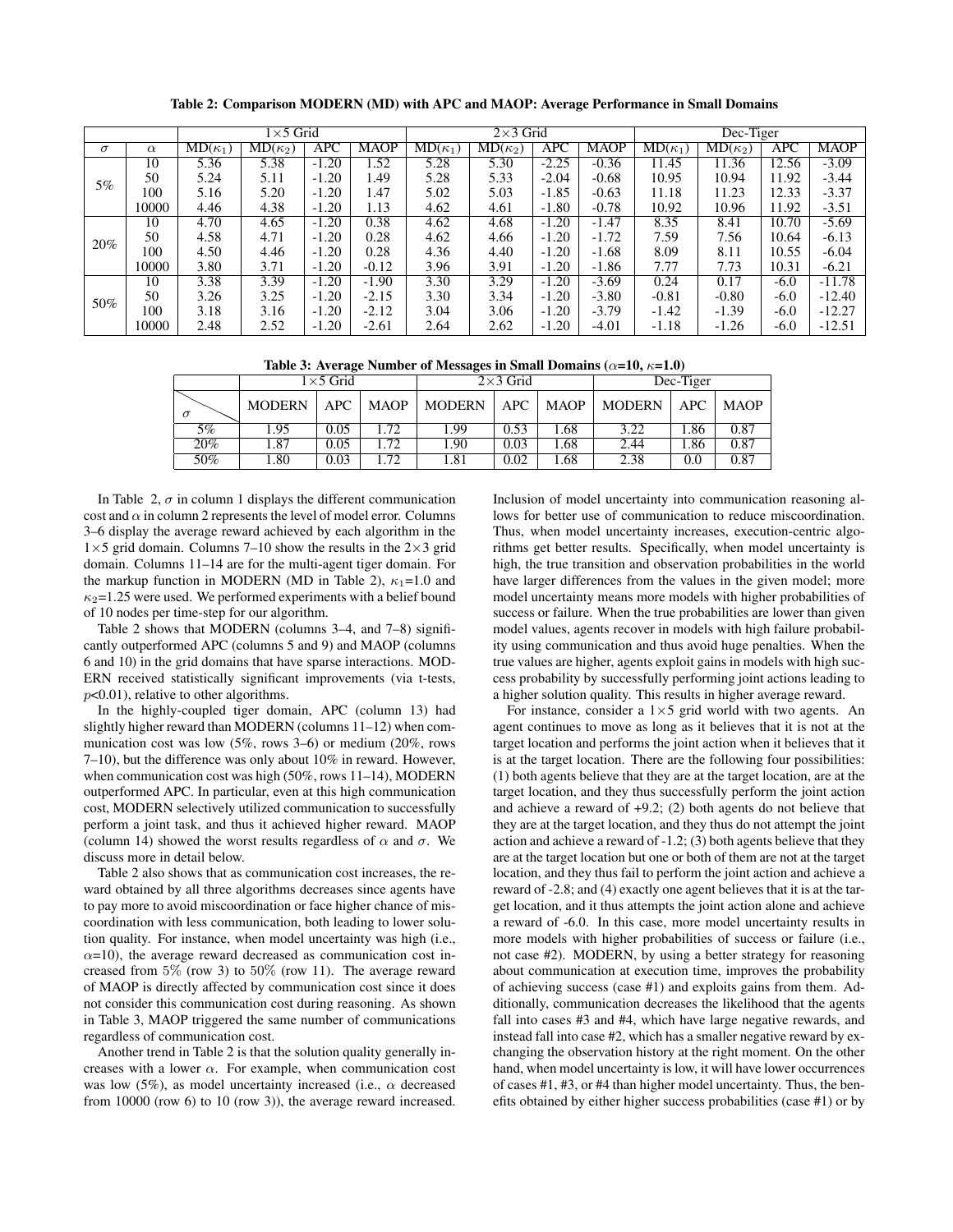**Table 2: Comparison MODERN (MD) with APC and MAOP: Average Performance in Small Domains**

| | | 1×5 Grid | | | | 2×3 Grid | | | | Dec-Tiger | | | |
|---|---|---|---|---|---|---|---|---|---|---|---|---|---|
| $\sigma$ | $\alpha$ | MD($\kappa_1$) | MD($\kappa_2$) | APC | MAOP | MD($\kappa_1$) | MD($\kappa_2$) | APC | MAOP | MD($\kappa_1$) | MD($\kappa_2$) | APC | MAOP |
| 5% | 10 | 5.36 | 5.38 | -1.20 | 1.52 | 5.28 | 5.30 | -2.25 | -0.36 | 11.45 | 11.36 | 12.56 | -3.09 |
| | 50 | 5.24 | 5.11 | -1.20 | 1.49 | 5.28 | 5.33 | -2.04 | -0.68 | 10.95 | 10.94 | 11.92 | -3.44 |
| | 100 | 5.16 | 5.20 | -1.20 | 1.47 | 5.02 | 5.03 | -1.85 | -0.63 | 11.18 | 11.23 | 12.33 | -3.37 |
| | 10000 | 4.46 | 4.38 | -1.20 | 1.13 | 4.62 | 4.61 | -1.80 | -0.78 | 10.92 | 10.96 | 11.92 | -3.51 |
| 20% | 10 | 4.70 | 4.65 | -1.20 | 0.38 | 4.62 | 4.68 | -1.20 | -1.47 | 8.35 | 8.41 | 10.70 | -5.69 |
| | 50 | 4.58 | 4.71 | -1.20 | 0.28 | 4.62 | 4.66 | -1.20 | -1.72 | 7.59 | 7.56 | 10.64 | -6.13 |
| | 100 | 4.50 | 4.46 | -1.20 | 0.28 | 4.36 | 4.40 | -1.20 | -1.68 | 8.09 | 8.11 | 10.55 | -6.04 |
| | 10000 | 3.80 | 3.71 | -1.20 | -0.12 | 3.96 | 3.91 | -1.20 | -1.86 | 7.77 | 7.73 | 10.31 | -6.21 |
| 50% | 10 | 3.38 | 3.39 | -1.20 | -1.90 | 3.30 | 3.29 | -1.20 | -3.69 | 0.24 | 0.17 | -6.0 | -11.78 |
| | 50 | 3.26 | 3.25 | -1.20 | -2.15 | 3.30 | 3.34 | -1.20 | -3.80 | -0.81 | -0.80 | -6.0 | -12.40 |
| | 100 | 3.18 | 3.16 | -1.20 | -2.12 | 3.04 | 3.06 | -1.20 | -3.79 | -1.42 | -1.39 | -6.0 | -12.27 |
| | 10000 | 2.48 | 2.52 | -1.20 | -2.61 | 2.64 | 2.62 | -1.20 | -4.01 | -1.18 | -1.26 | -6.0 | -12.51 |

**Table 3: Average Number of Messages in Small Domains ($\alpha$=10, $\kappa$=1.0)**

| | 1×5 Grid | | | 2×3 Grid | | | Dec-Tiger | | |
|---|---|---|---|---|---|---|---|---|---|
| $\sigma$ | MODERN | APC | MAOP | MODERN | APC | MAOP | MODERN | APC | MAOP |
| 5% | 1.95 | 0.05 | 1.72 | 1.99 | 0.53 | 1.68 | 3.22 | 1.86 | 0.87 |
| 20% | 1.87 | 0.05 | 1.72 | 1.90 | 0.03 | 1.68 | 2.44 | 1.86 | 0.87 |
| 50% | 1.80 | 0.03 | 1.72 | 1.81 | 0.02 | 1.68 | 2.38 | 0.0 | 0.87 |

In Table 2, $\sigma$ in column 1 displays the different communication cost and $\alpha$ in column 2 represents the level of model error. Columns 3–6 display the average reward achieved by each algorithm in the 1×5 grid domain. Columns 7–10 show the results in the 2×3 grid domain. Columns 11–14 are for the multi-agent tiger domain. For the markup function in MODERN (MD in Table 2), $\kappa_1$=1.0 and $\kappa_2$=1.25 were used. We performed experiments with a belief bound of 10 nodes per time-step for our algorithm.

Table 2 shows that MODERN (columns 3–4, and 7–8) significantly outperformed APC (columns 5 and 9) and MAOP (columns 6 and 10) in the grid domains that have sparse interactions. MODERN received statistically significant improvements (via t-tests, $p$<0.01), relative to other algorithms.

In the highly-coupled tiger domain, APC (column 13) had slightly higher reward than MODERN (columns 11–12) when communication cost was low (5%, rows 3–6) or medium (20%, rows 7–10), but the difference was only about 10% in reward. However, when communication cost was high (50%, rows 11–14), MODERN outperformed APC. In particular, even at this high communication cost, MODERN selectively utilized communication to successfully perform a joint task, and thus it achieved higher reward. MAOP (column 14) showed the worst results regardless of $\alpha$ and $\sigma$. We discuss more in detail below.

Table 2 also shows that as communication cost increases, the reward obtained by all three algorithms decreases since agents have to pay more to avoid miscoordination or face higher chance of miscoordination with less communication, both leading to lower solution quality. For instance, when model uncertainty was high (i.e., $\alpha$=10), the average reward decreased as communication cost increased from 5% (row 3) to 50% (row 11). The average reward of MAOP is directly affected by communication cost since it does not consider this communication cost during reasoning. As shown in Table 3, MAOP triggered the same number of communications regardless of communication cost.

Another trend in Table 2 is that the solution quality generally increases with a lower $\alpha$. For example, when communication cost was low (5%), as model uncertainty increased (i.e., $\alpha$ decreased from 10000 (row 6) to 10 (row 3)), the average reward increased. Inclusion of model uncertainty into communication reasoning allows for better use of communication to reduce miscoordination. Thus, when model uncertainty increases, execution-centric algorithms get better results. Specifically, when model uncertainty is high, the true transition and observation probabilities in the world have larger differences from the values in the given model; more model uncertainty means more models with higher probabilities of success or failure. When the true probabilities are lower than given model values, agents recover in models with high failure probability using communication and thus avoid huge penalties. When the true values are higher, agents exploit gains in models with high success probability by successfully performing joint actions leading to a higher solution quality. This results in higher average reward.

For instance, consider a 1×5 grid world with two agents. An agent continues to move as long as it believes that it is not at the target location and performs the joint action when it believes that it is at the target location. There are the following four possibilities: (1) both agents believe that they are at the target location, are at the target location, and they thus successfully perform the joint action and achieve a reward of +9.2; (2) both agents do not believe that they are at the target location, and they thus do not attempt the joint action and achieve a reward of -1.2; (3) both agents believe that they are at the target location but one or both of them are not at the target location, and they thus fail to perform the joint action and achieve a reward of -2.8; and (4) exactly one agent believes that it is at the target location, and it thus attempts the joint action alone and achieve a reward of -6.0. In this case, more model uncertainty results in more models with higher probabilities of success or failure (i.e., not case #2). MODERN, by using a better strategy for reasoning about communication at execution time, improves the probability of achieving success (case #1) and exploits gains from them. Additionally, communication decreases the likelihood that the agents fall into cases #3 and #4, which have large negative rewards, and instead fall into case #2, which has a smaller negative reward by exchanging the observation history at the right moment. On the other hand, when model uncertainty is low, it will have lower occurrences of cases #1, #3, or #4 than higher model uncertainty. Thus, the benefits obtained by either higher success probabilities (case #1) or by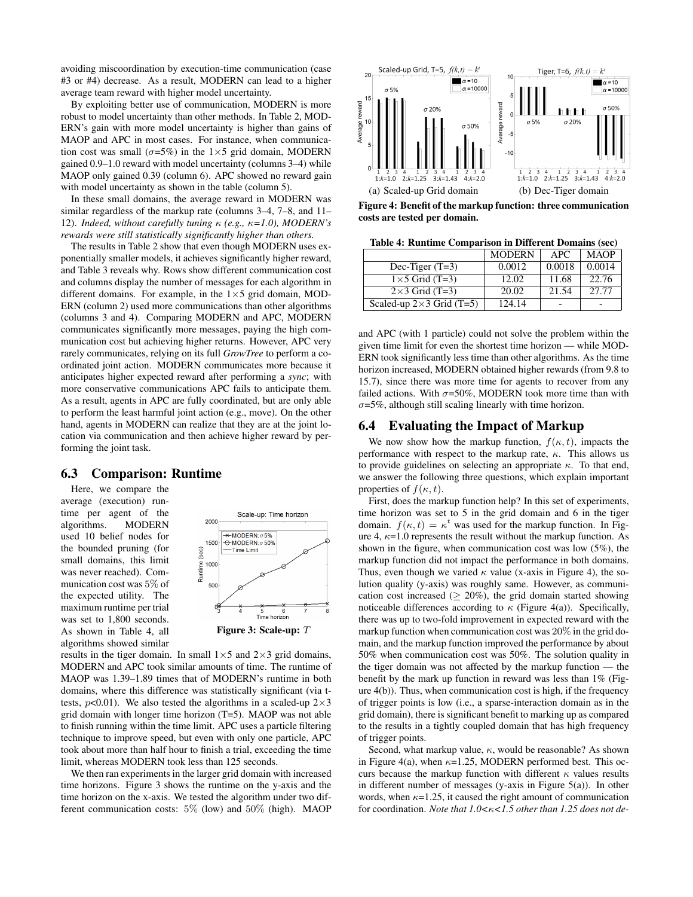avoiding miscoordination by execution-time communication (case #3 or #4) decrease. As a result, MODERN can lead to a higher average team reward with higher model uncertainty.

By exploiting better use of communication, MODERN is more robust to model uncertainty than other methods. In Table 2, MODERN's gain with more model uncertainty is higher than gains of MAOP and APC in most cases. For instance, when communication cost was small ($\sigma$=5%) in the 1×5 grid domain, MODERN gained 0.9–1.0 reward with model uncertainty (columns 3–4) while MAOP only gained 0.39 (column 6). APC showed no reward gain with model uncertainty as shown in the table (column 5).

In these small domains, the average reward in MODERN was similar regardless of the markup rate (columns 3–4, 7–8, and 11–12). *Indeed, without carefully tuning $\kappa$ (e.g., $\kappa$=1.0), MODERN's rewards were still statistically significantly higher than others.*

The results in Table 2 show that even though MODERN uses exponentially smaller models, it achieves significantly higher reward, and Table 3 reveals why. Rows show different communication cost and columns display the number of messages for each algorithm in different domains. For example, in the 1×5 grid domain, MODERN (column 2) used more communications than other algorithms (columns 3 and 4). Comparing MODERN and APC, MODERN communicates significantly more messages, paying the high communication cost but achieving higher returns. However, APC very rarely communicates, relying on its full *GrowTree* to perform a coordinated joint action. MODERN communicates more because it anticipates higher expected reward after performing a *sync*; with more conservative communications APC fails to anticipate them. As a result, agents in APC are fully coordinated, but are only able to perform the least harmful joint action (e.g., move). On the other hand, agents in MODERN can realize that they are at the joint location via communication and then achieve higher reward by performing the joint task.

## 6.3 Comparison: Runtime

Here, we compare the average (execution) runtime per agent of the algorithms. MODERN used 10 belief nodes for the bounded pruning (for small domains, this limit was never reached). Communication cost was 5% of the expected utility. The maximum runtime per trial was set to 1,800 seconds. As shown in Table 4, all algorithms showed similar results in the tiger domain. In small 1×5 and 2×3 grid domains, MODERN and APC took similar amounts of time. The runtime of MAOP was 1.39–1.89 times that of MODERN's runtime in both domains, where this difference was statistically significant (via t-tests, $p$<0.01). We also tested the algorithms in a scaled-up 2×3 grid domain with longer time horizon (T=5). MAOP was not able to finish running within the time limit. APC uses a particle filtering technique to improve speed, but even with only one particle, APC took about more than half hour to finish a trial, exceeding the time limit, whereas MODERN took less than 125 seconds.

Figure 3: Scale-up: $T$

We then ran experiments in the larger grid domain with increased time horizons. Figure 3 shows the runtime on the y-axis and the time horizon on the x-axis. We tested the algorithm under two different communication costs: 5% (low) and 50% (high). MAOP and APC (with 1 particle) could not solve the problem within the given time limit for even the shortest time horizon — while MODERN took significantly less time than other algorithms. As the time horizon increased, MODERN obtained higher rewards (from 9.8 to 15.7), since there was more time for agents to recover from any failed actions. With $\sigma$=50%, MODERN took more time than with $\sigma$=5%, although still scaling linearly with time horizon.

Figure 4: Benefit of the markup function: three communication costs are tested per domain.

(a) Scaled-up Grid domain (b) Dec-Tiger domain

**Table 4: Runtime Comparison in Different Domains (sec)**

| | MODERN | APC | MAOP |
|---|---|---|---|
| Dec-Tiger (T=3) | 0.0012 | 0.0018 | 0.0014 |
| 1×5 Grid (T=3) | 12.02 | 11.68 | 22.76 |
| 2×3 Grid (T=3) | 20.02 | 21.54 | 27.77 |
| Scaled-up 2×3 Grid (T=5) | 124.14 | - | - |

## 6.4 Evaluating the Impact of Markup

We now show how the markup function, $f(\kappa, t)$, impacts the performance with respect to the markup rate, $\kappa$. This allows us to provide guidelines on selecting an appropriate $\kappa$. To that end, we answer the following three questions, which explain important properties of $f(\kappa, t)$.

First, does the markup function help? In this set of experiments, time horizon was set to 5 in the grid domain and 6 in the tiger domain. $f(\kappa, t) = \kappa^t$ was used for the markup function. In Figure 4, $\kappa$=1.0 represents the result without the markup function. As shown in the figure, when communication cost was low (5%), the markup function did not impact the performance in both domains. Thus, even though we varied $\kappa$ value (x-axis in Figure 4), the solution quality (y-axis) was roughly same. However, as communication cost increased ($\geq$ 20%), the grid domain started showing noticeable differences according to $\kappa$ (Figure 4(a)). Specifically, there was up to two-fold improvement in expected reward with the markup function when communication cost was 20% in the grid domain, and the markup function improved the performance by about 50% when communication cost was 50%. The solution quality in the tiger domain was not affected by the markup function — the benefit by the mark up function in reward was less than 1% (Figure 4(b)). Thus, when communication cost is high, if the frequency of trigger points is low (i.e., a sparse-interaction domain as in the grid domain), there is significant benefit to marking up as compared to the results in a tightly coupled domain that has high frequency of trigger points.

Second, what markup value, $\kappa$, would be reasonable? As shown in Figure 4(a), when $\kappa$=1.25, MODERN performed best. This occurs because the markup function with different $\kappa$ values results in different number of messages (y-axis in Figure 5(a)). In other words, when $\kappa$=1.25, it caused the right amount of communication for coordination. *Note that 1.0<$\kappa$<1.5 other than 1.25 does not de-*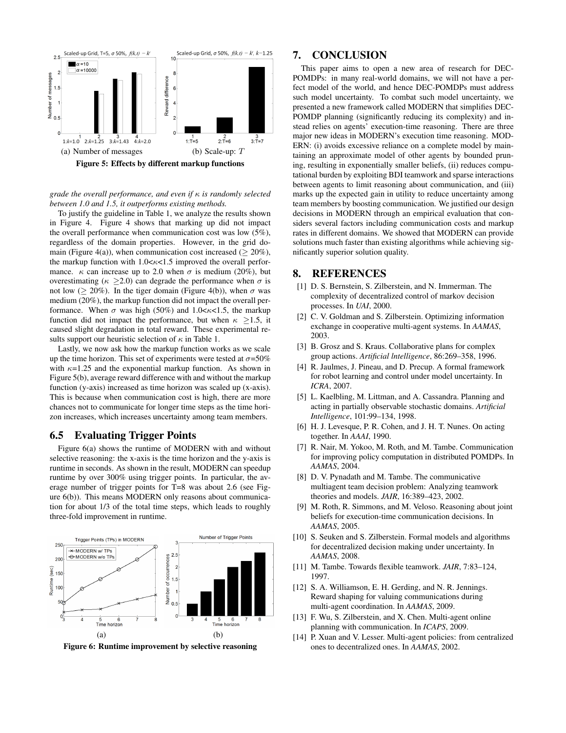Scaled-up Grid, T=5, σ 50%, $f(k,t) = k^t$

Number of messages

α =10

α =10000

2.5
2
1.5
1
0.5
0

1:k=1.0 2:k=1.25 3:k=1.43 4:k=2.0

(a) Number of messages

Scaled-up Grid, σ 50%, $f(k,t) = k^t$, k=1.25

Reward difference

10
8
6
4
2
0

1:T=5 2:T=6 3:T=7

(b) Scale-up: $T$

**Figure 5: Effects by different markup functions**

*grade the overall performance, and even if $\kappa$ is randomly selected between 1.0 and 1.5, it outperforms existing methods.*

To justify the guideline in Table 1, we analyze the results shown in Figure 4. Figure 4 shows that marking up did not impact the overall performance when communication cost was low (5%), regardless of the domain properties. However, in the grid domain (Figure 4(a)), when communication cost increased ($\geq$ 20%), the markup function with $1.0<\kappa<1.5$ improved the overall performance. $\kappa$ can increase up to 2.0 when $\sigma$ is medium (20%), but overestimating ($\kappa$ $\geq$2.0) can degrade the performance when $\sigma$ is not low ($\geq$ 20%). In the tiger domain (Figure 4(b)), when $\sigma$ was medium (20%), the markup function did not impact the overall performance. When $\sigma$ was high (50%) and $1.0<\kappa<1.5$, the markup function did not impact the performance, but when $\kappa$ $\geq$1.5, it caused slight degradation in total reward. These experimental results support our heuristic selection of $\kappa$ in Table 1.

Lastly, we now ask how the markup function works as we scale up the time horizon. This set of experiments were tested at $\sigma$=50% with $\kappa$=1.25 and the exponential markup function. As shown in Figure 5(b), average reward difference with and without the markup function (y-axis) increased as time horizon was scaled up (x-axis). This is because when communication cost is high, there are more chances not to communicate for longer time steps as the time horizon increases, which increases uncertainty among team members.

## 6.5 Evaluating Trigger Points

Figure 6(a) shows the runtime of MODERN with and without selective reasoning: the x-axis is the time horizon and the y-axis is runtime in seconds. As shown in the result, MODERN can speedup runtime by over 300% using trigger points. In particular, the average number of trigger points for T=8 was about 2.6 (see Figure 6(b)). This means MODERN only reasons about communication for about 1/3 of the total time steps, which leads to roughly three-fold improvement in runtime.

Trigger Points (TPs) in MODERN

Runtime (sec)

MODERN w/ TPs

MODERN w/o TPs

250
200
150
100
50
0

3 4 5 6 7 8

Time horizon

(a)

Number of Trigger Points

Number of occurrences

3
2.5
2
1.5
1
0.5
0

3 4 5 6 7 8

Time horizon

(b)

**Figure 6: Runtime improvement by selective reasoning**

# 7. CONCLUSION

This paper aims to open a new area of research for DEC-POMDPs: in many real-world domains, we will not have a perfect model of the world, and hence DEC-POMDPs must address such model uncertainty. To combat such model uncertainty, we presented a new framework called MODERN that simplifies DEC-POMDP planning (significantly reducing its complexity) and instead relies on agents' execution-time reasoning. There are three major new ideas in MODERN's execution time reasoning. MODERN: (i) avoids excessive reliance on a complete model by maintaining an approximate model of other agents by bounded pruning, resulting in exponentially smaller beliefs, (ii) reduces computational burden by exploiting BDI teamwork and sparse interactions between agents to limit reasoning about communication, and (iii) marks up the expected gain in utility to reduce uncertainty among team members by boosting communication. We justified our design decisions in MODERN through an empirical evaluation that considers several factors including communication costs and markup rates in different domains. We showed that MODERN can provide solutions much faster than existing algorithms while achieving significantly superior solution quality.

# 8. REFERENCES

[1] D. S. Bernstein, S. Zilberstein, and N. Immerman. The complexity of decentralized control of markov decision processes. In *UAI*, 2000.

[2] C. V. Goldman and S. Zilberstein. Optimizing information exchange in cooperative multi-agent systems. In *AAMAS*, 2003.

[3] B. Grosz and S. Kraus. Collaborative plans for complex group actions. *Artificial Intelligence*, 86:269–358, 1996.

[4] R. Jaulmes, J. Pineau, and D. Precup. A formal framework for robot learning and control under model uncertainty. In *ICRA*, 2007.

[5] L. Kaelbling, M. Littman, and A. Cassandra. Planning and acting in partially observable stochastic domains. *Artificial Intelligence*, 101:99–134, 1998.

[6] H. J. Levesque, P. R. Cohen, and J. H. T. Nunes. On acting together. In *AAAI*, 1990.

[7] R. Nair, M. Yokoo, M. Roth, and M. Tambe. Communication for improving policy computation in distributed POMDPs. In *AAMAS*, 2004.

[8] D. V. Pynadath and M. Tambe. The communicative multiagent team decision problem: Analyzing teamwork theories and models. *JAIR*, 16:389–423, 2002.

[9] M. Roth, R. Simmons, and M. Veloso. Reasoning about joint beliefs for execution-time communication decisions. In *AAMAS*, 2005.

[10] S. Seuken and S. Zilberstein. Formal models and algorithms for decentralized decision making under uncertainty. In *AAMAS*, 2008.

[11] M. Tambe. Towards flexible teamwork. *JAIR*, 7:83–124, 1997.

[12] S. A. Williamson, E. H. Gerding, and N. R. Jennings. Reward shaping for valuing communications during multi-agent coordination. In *AAMAS*, 2009.

[13] F. Wu, S. Zilberstein, and X. Chen. Multi-agent online planning with communication. In *ICAPS*, 2009.

[14] P. Xuan and V. Lesser. Multi-agent policies: from centralized ones to decentralized ones. In *AAMAS*, 2002.